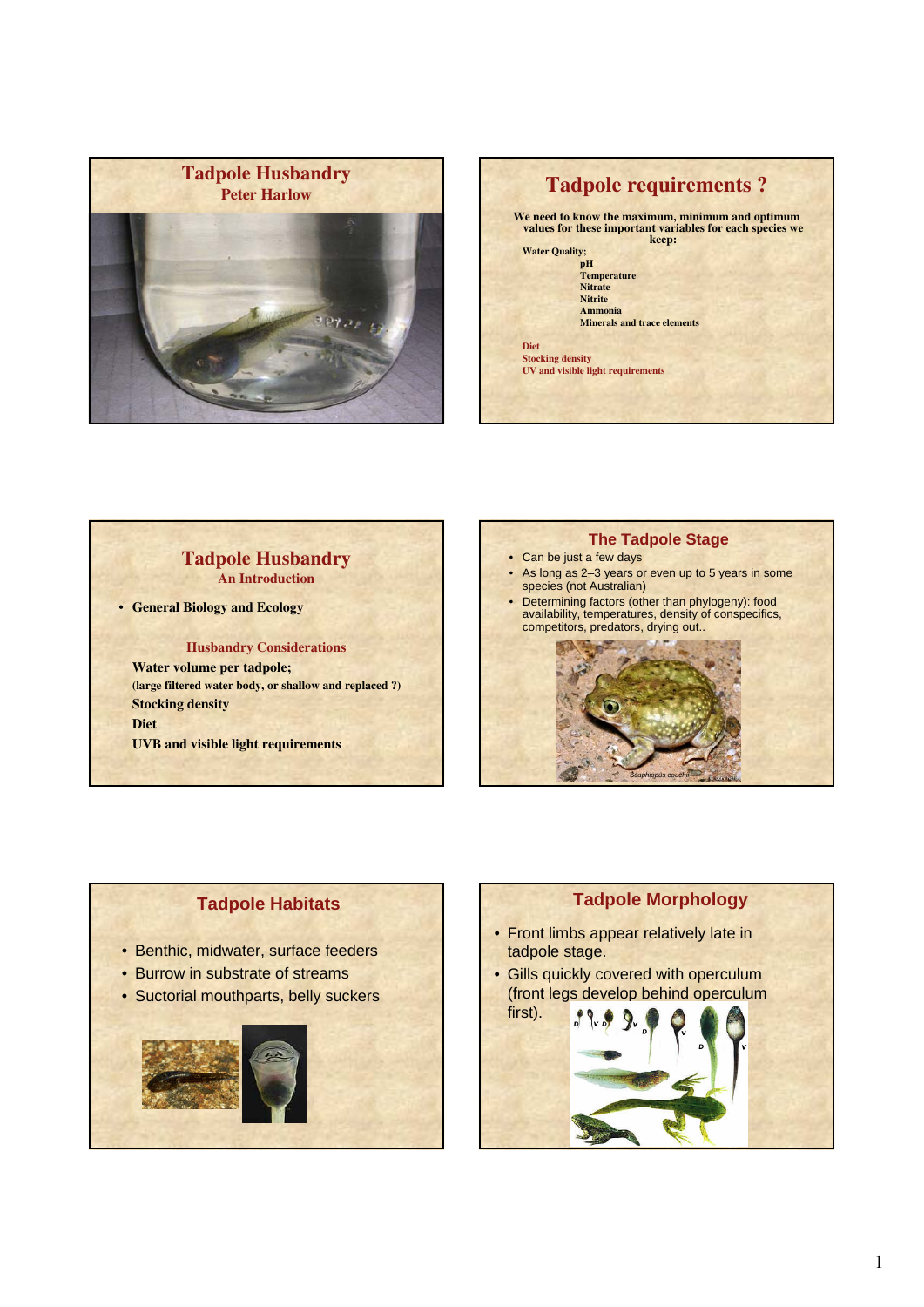## Tadpole Husbandry

### Peter Harlow

## Tadpole requirements ?

We need to know the maximum, minimum and optimum values for these important variables for each species we keep:

Water Quality;

- pH
- Temperature
- Nitrate
- Nitrite
- Ammonia
- Minerals and trace elements

Diet
Stocking density
UV and visible light requirements

## Tadpole Husbandry

### An Introduction

- **General Biology and Ecology**

**Husbandry Considerations**

**Water volume per tadpole;**
**(large filtered water body, or shallow and replaced ?)**
**Stocking density**
**Diet**
**UVB and visible light requirements**

## The Tadpole Stage

- Can be just a few days
- As long as 2–3 years or even up to 5 years in some species (not Australian)
- Determining factors (other than phylogeny): food availability, temperatures, density of conspecifics, competitors, predators, drying out..

*Scaphiopus couchi*

## Tadpole Habitats

- Benthic, midwater, surface feeders
- Burrow in substrate of streams
- Suctorial mouthparts, belly suckers

## Tadpole Morphology

- Front limbs appear relatively late in tadpole stage.
- Gills quickly covered with operculum (front legs develop behind operculum first).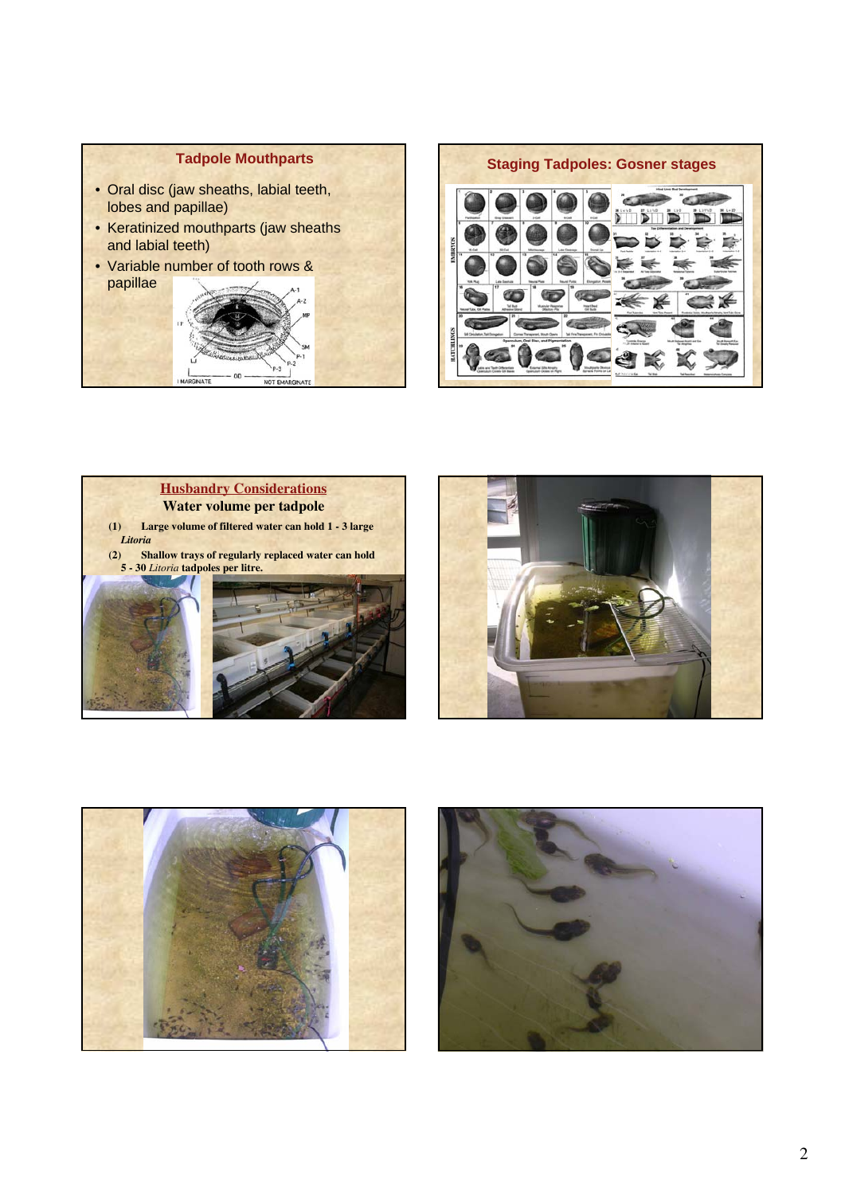## Tadpole Mouthparts

- Oral disc (jaw sheaths, labial teeth, lobes and papillae)
- Keratinized mouthparts (jaw sheaths and labial teeth)
- Variable number of tooth rows & papillae

## Staging Tadpoles: Gosner stages

## Husbandry Considerations

### Water volume per tadpole

**(1)** **Large volume of filtered water can hold 1 - 3 large *Litoria***

**(2)** **Shallow trays of regularly replaced water can hold 5 - 30 *Litoria* tadpoles per litre.**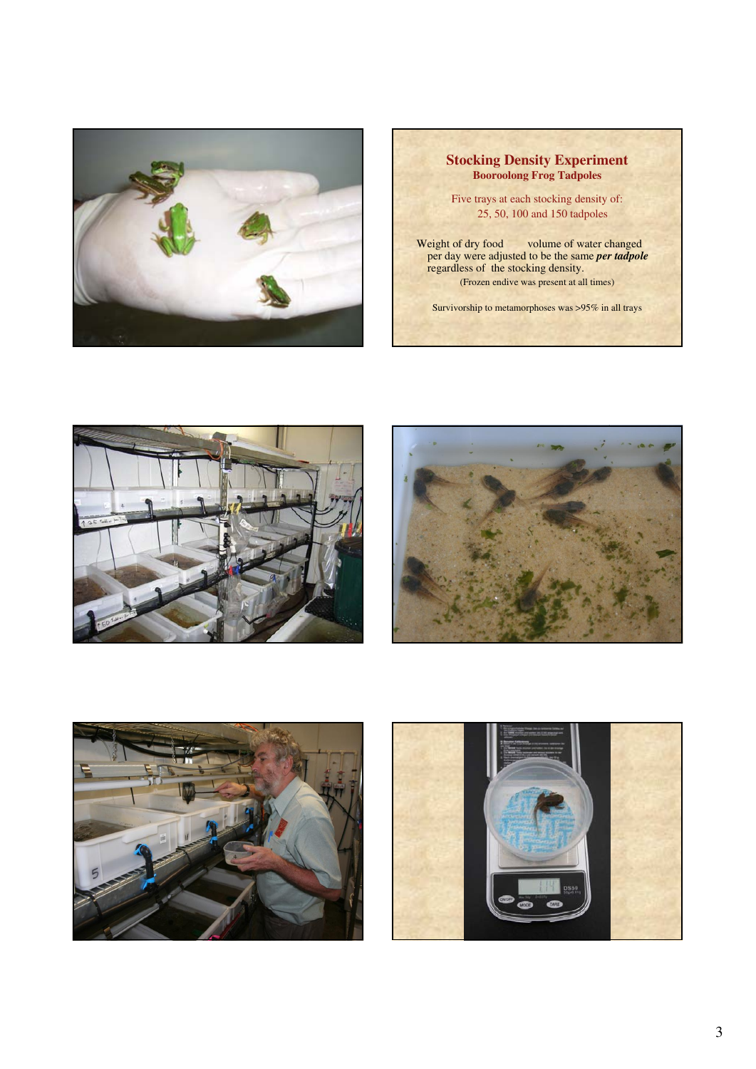## Stocking Density Experiment

### Booroolong Frog Tadpoles

Five trays at each stocking density of: 25, 50, 100 and 150 tadpoles

Weight of dry food volume of water changed per day were adjusted to be the same ***per tadpole*** regardless of the stocking density.

(Frozen endive was present at all times)

Survivorship to metamorphoses was >95% in all trays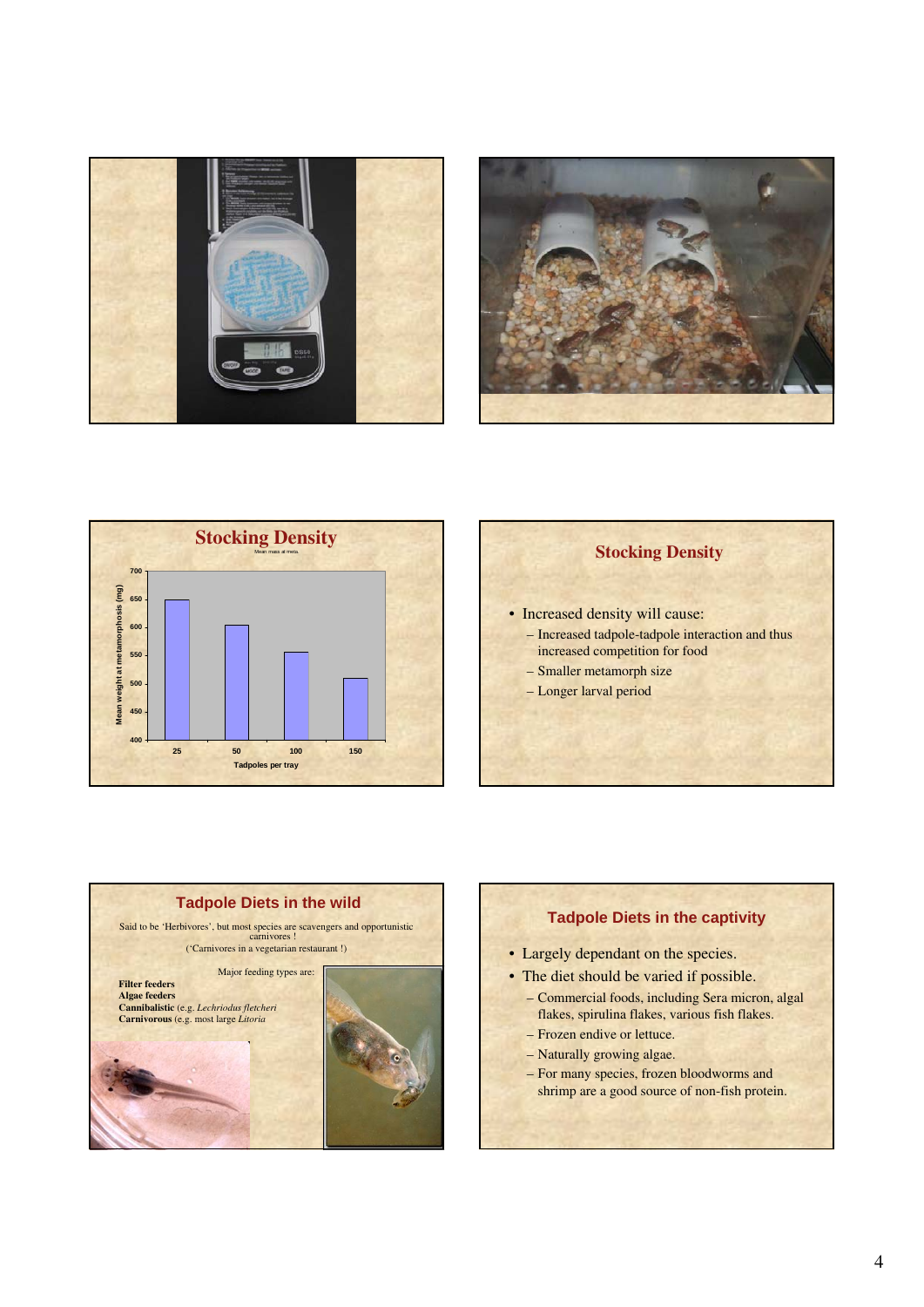## Stocking Density

Mean mass at meta.

Mean weight at metamorphosis (mg)

| Tadpoles per tray | Mean weight at metamorphosis (mg) |
|---|---|
| 25 | 650 |
| 50 | 605 |
| 100 | 556 |
| 150 | 510 |

## Stocking Density

- Increased density will cause:
  - Increased tadpole-tadpole interaction and thus increased competition for food
  - Smaller metamorph size
  - Longer larval period

## Tadpole Diets in the wild

Said to be 'Herbivores', but most species are scavengers and opportunistic carnivores !
('Carnivores in a vegetarian restaurant !)

Major feeding types are:

**Filter feeders**
**Algae feeders**
**Cannibalistic** (e.g. *Lechriodus fletcheri*
**Carnivorous** (e.g. most large *Litoria*

## Tadpole Diets in the captivity

- Largely dependant on the species.
- The diet should be varied if possible.
  - Commercial foods, including Sera micron, algal flakes, spirulina flakes, various fish flakes.
  - Frozen endive or lettuce.
  - Naturally growing algae.
  - For many species, frozen bloodworms and shrimp are a good source of non-fish protein.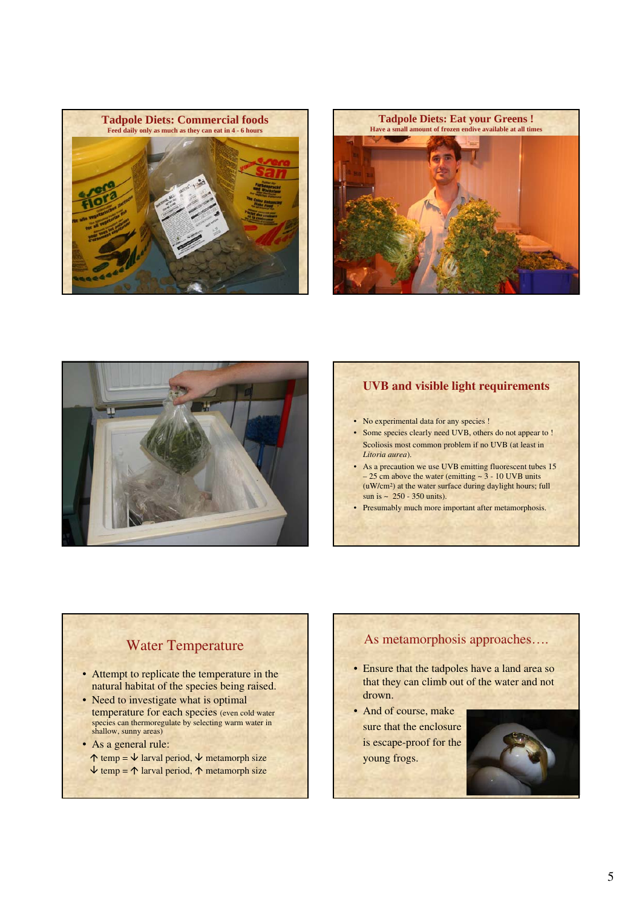## Tadpole Diets: Commercial foods

Feed daily only as much as they can eat in 4 - 6 hours

## Tadpole Diets: Eat your Greens !

Have a small amount of frozen endive available at all times

## UVB and visible light requirements

- No experimental data for any species !
- Some species clearly need UVB, others do not appear to ! Scoliosis most common problem if no UVB (at least in *Litoria aurea*).
- As a precaution we use UVB emitting fluorescent tubes 15 – 25 cm above the water (emitting ~ 3 - 10 UVB units (uW/cm$^2$) at the water surface during daylight hours; full sun is ~ 250 - 350 units).
- Presumably much more important after metamorphosis.

## Water Temperature

- Attempt to replicate the temperature in the natural habitat of the species being raised.
- Need to investigate what is optimal temperature for each species (even cold water species can thermoregulate by selecting warm water in shallow, sunny areas)
- As a general rule:
  $\uparrow$ temp = $\downarrow$ larval period, $\downarrow$ metamorph size
  $\downarrow$ temp = $\uparrow$ larval period, $\uparrow$ metamorph size

## As metamorphosis approaches….

- Ensure that the tadpoles have a land area so that they can climb out of the water and not drown.
- And of course, make sure that the enclosure is escape-proof for the young frogs.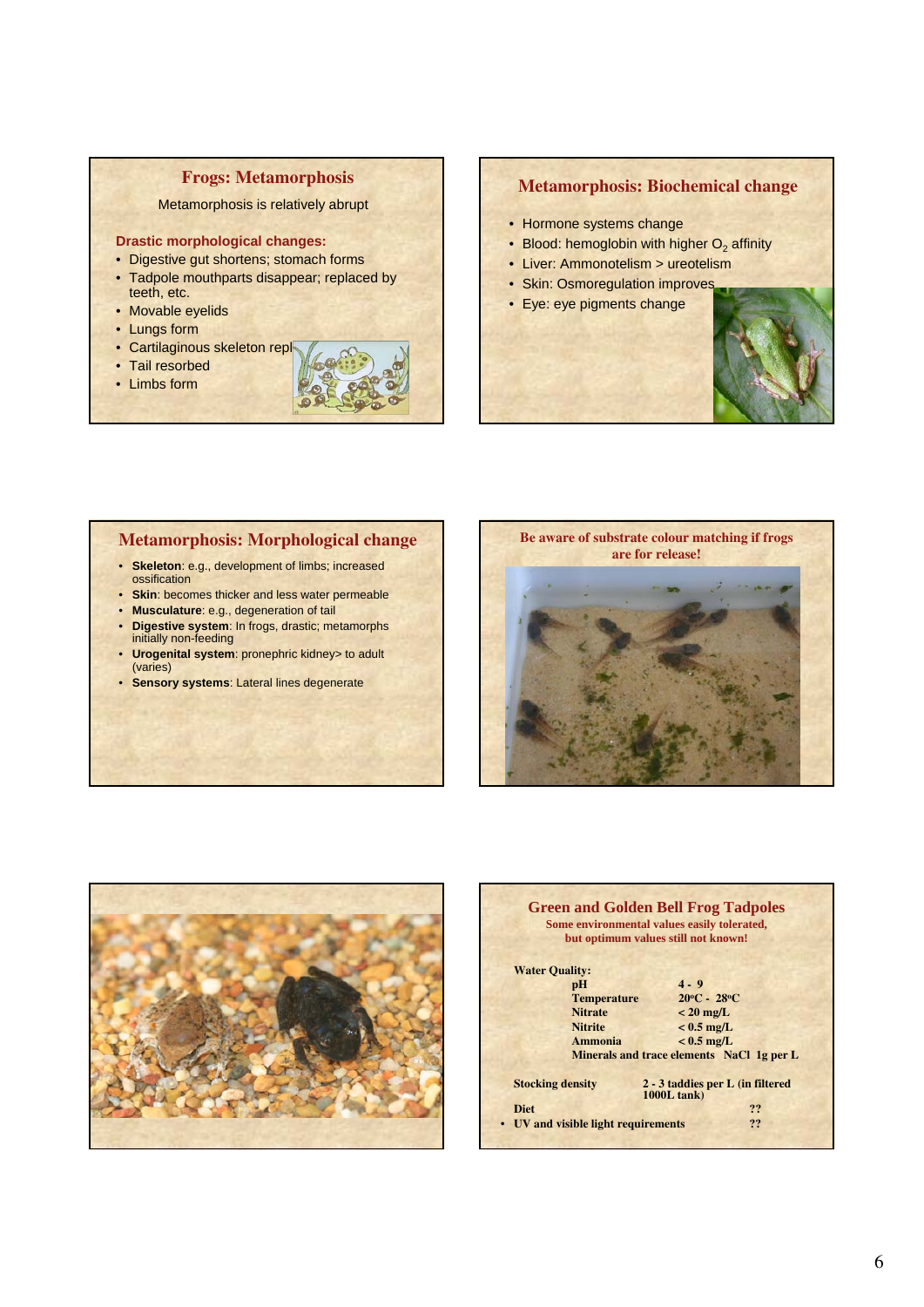## Frogs: Metamorphosis

Metamorphosis is relatively abrupt

**Drastic morphological changes:**

- Digestive gut shortens; stomach forms
- Tadpole mouthparts disappear; replaced by teeth, etc.
- Movable eyelids
- Lungs form
- Cartilaginous skeleton repl
- Tail resorbed
- Limbs form

## Metamorphosis: Biochemical change

- Hormone systems change
- Blood: hemoglobin with higher $O_2$ affinity
- Liver: Ammonotelism > ureotelism
- Skin: Osmoregulation improves
- Eye: eye pigments change

## Metamorphosis: Morphological change

- **Skeleton**: e.g., development of limbs; increased ossification
- **Skin**: becomes thicker and less water permeable
- **Musculature**: e.g., degeneration of tail
- **Digestive system**: In frogs, drastic; metamorphs initially non-feeding
- **Urogenital system**: pronephric kidney> to adult (varies)
- **Sensory systems**: Lateral lines degenerate

## Be aware of substrate colour matching if frogs are for release!

## Green and Golden Bell Frog Tadpoles

Some environmental values easily tolerated, but optimum values still not known!

**Water Quality:**

| | |
|---|---|
| pH | 4 - 9 |
| Temperature | 20ºC - 28ºC |
| Nitrate | < 20 mg/L |
| Nitrite | < 0.5 mg/L |
| Ammonia | < 0.5 mg/L |
| Minerals and trace elements | NaCl 1g per L |

**Stocking density** 2 - 3 taddies per L (in filtered 1000L tank)

**Diet** ??

- **UV and visible light requirements** ??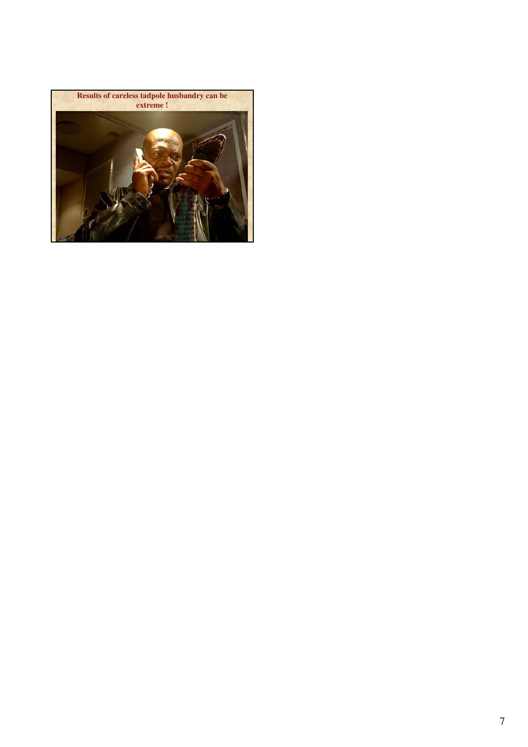Results of careless tadpole husbandry can be extreme !